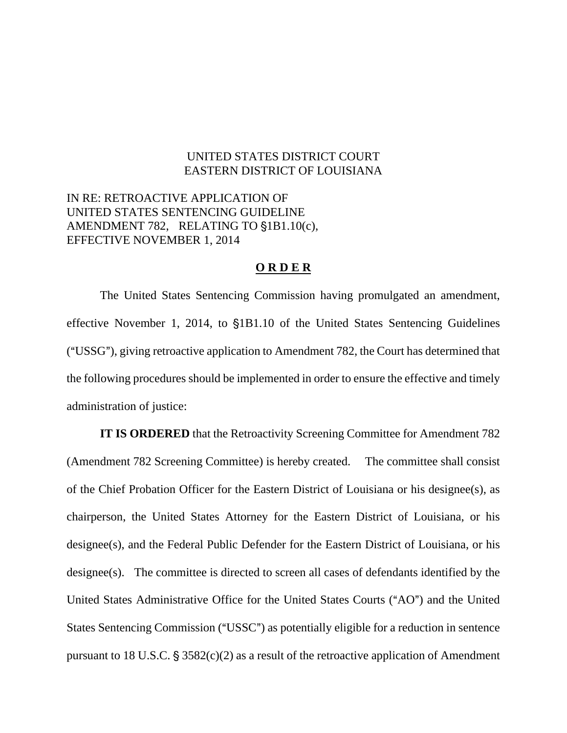UNITED STATES DISTRICT COURT
EASTERN DISTRICT OF LOUISIANA

IN RE: RETROACTIVE APPLICATION OF UNITED STATES SENTENCING GUIDELINE AMENDMENT 782, RELATING TO §1B1.10(c), EFFECTIVE NOVEMBER 1, 2014

**O R D E R**

The United States Sentencing Commission having promulgated an amendment, effective November 1, 2014, to §1B1.10 of the United States Sentencing Guidelines ("USSG"), giving retroactive application to Amendment 782, the Court has determined that the following procedures should be implemented in order to ensure the effective and timely administration of justice:

**IT IS ORDERED** that the Retroactivity Screening Committee for Amendment 782 (Amendment 782 Screening Committee) is hereby created. The committee shall consist of the Chief Probation Officer for the Eastern District of Louisiana or his designee(s), as chairperson, the United States Attorney for the Eastern District of Louisiana, or his designee(s), and the Federal Public Defender for the Eastern District of Louisiana, or his designee(s). The committee is directed to screen all cases of defendants identified by the United States Administrative Office for the United States Courts ("AO") and the United States Sentencing Commission ("USSC") as potentially eligible for a reduction in sentence pursuant to 18 U.S.C. § 3582(c)(2) as a result of the retroactive application of Amendment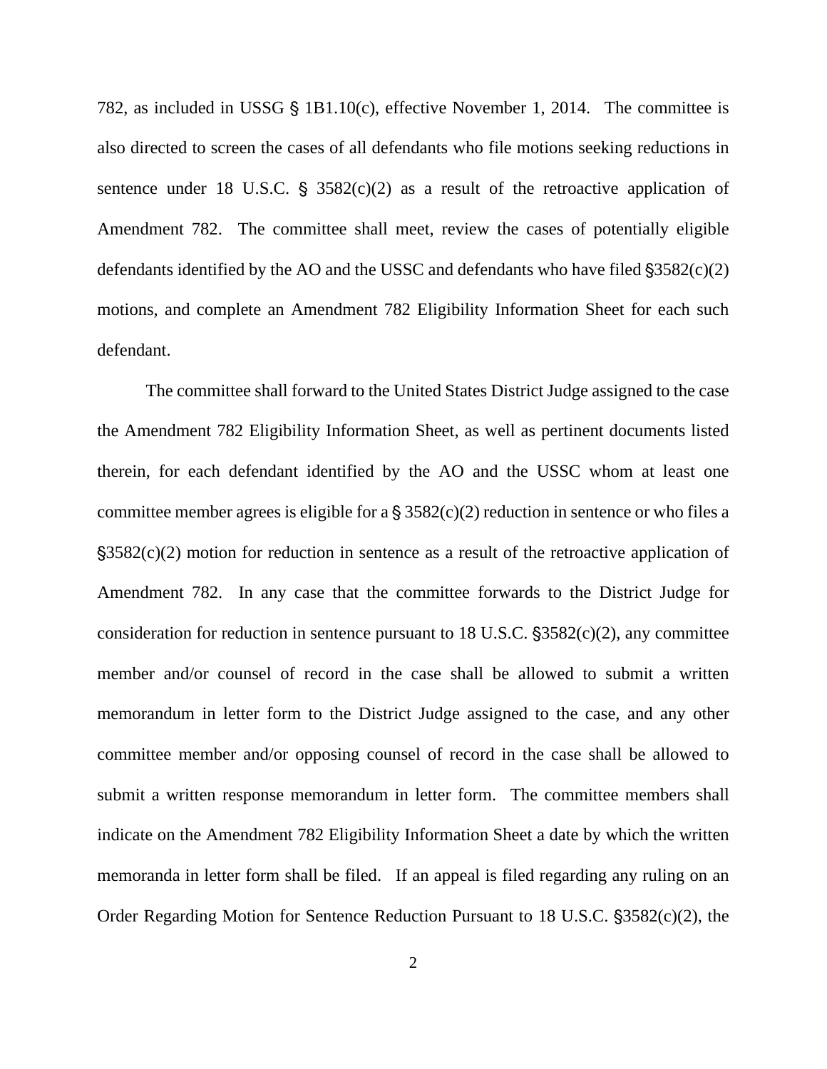782, as included in USSG § 1B1.10(c), effective November 1, 2014. The committee is also directed to screen the cases of all defendants who file motions seeking reductions in sentence under 18 U.S.C. § 3582(c)(2) as a result of the retroactive application of Amendment 782. The committee shall meet, review the cases of potentially eligible defendants identified by the AO and the USSC and defendants who have filed §3582(c)(2) motions, and complete an Amendment 782 Eligibility Information Sheet for each such defendant.

The committee shall forward to the United States District Judge assigned to the case the Amendment 782 Eligibility Information Sheet, as well as pertinent documents listed therein, for each defendant identified by the AO and the USSC whom at least one committee member agrees is eligible for a § 3582(c)(2) reduction in sentence or who files a §3582(c)(2) motion for reduction in sentence as a result of the retroactive application of Amendment 782. In any case that the committee forwards to the District Judge for consideration for reduction in sentence pursuant to 18 U.S.C. §3582(c)(2), any committee member and/or counsel of record in the case shall be allowed to submit a written memorandum in letter form to the District Judge assigned to the case, and any other committee member and/or opposing counsel of record in the case shall be allowed to submit a written response memorandum in letter form. The committee members shall indicate on the Amendment 782 Eligibility Information Sheet a date by which the written memoranda in letter form shall be filed. If an appeal is filed regarding any ruling on an Order Regarding Motion for Sentence Reduction Pursuant to 18 U.S.C. §3582(c)(2), the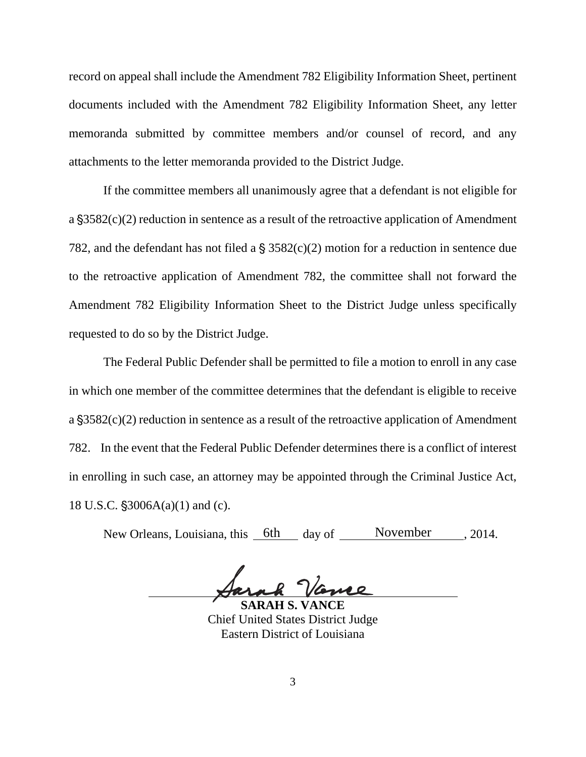record on appeal shall include the Amendment 782 Eligibility Information Sheet, pertinent documents included with the Amendment 782 Eligibility Information Sheet, any letter memoranda submitted by committee members and/or counsel of record, and any attachments to the letter memoranda provided to the District Judge.

If the committee members all unanimously agree that a defendant is not eligible for a §3582(c)(2) reduction in sentence as a result of the retroactive application of Amendment 782, and the defendant has not filed a § 3582(c)(2) motion for a reduction in sentence due to the retroactive application of Amendment 782, the committee shall not forward the Amendment 782 Eligibility Information Sheet to the District Judge unless specifically requested to do so by the District Judge.

The Federal Public Defender shall be permitted to file a motion to enroll in any case in which one member of the committee determines that the defendant is eligible to receive a §3582(c)(2) reduction in sentence as a result of the retroactive application of Amendment 782. In the event that the Federal Public Defender determines there is a conflict of interest in enrolling in such case, an attorney may be appointed through the Criminal Justice Act, 18 U.S.C. §3006A(a)(1) and (c).

New Orleans, Louisiana, this 6th day of November, 2014.

Sarah Vance

**SARAH S. VANCE**
Chief United States District Judge
Eastern District of Louisiana